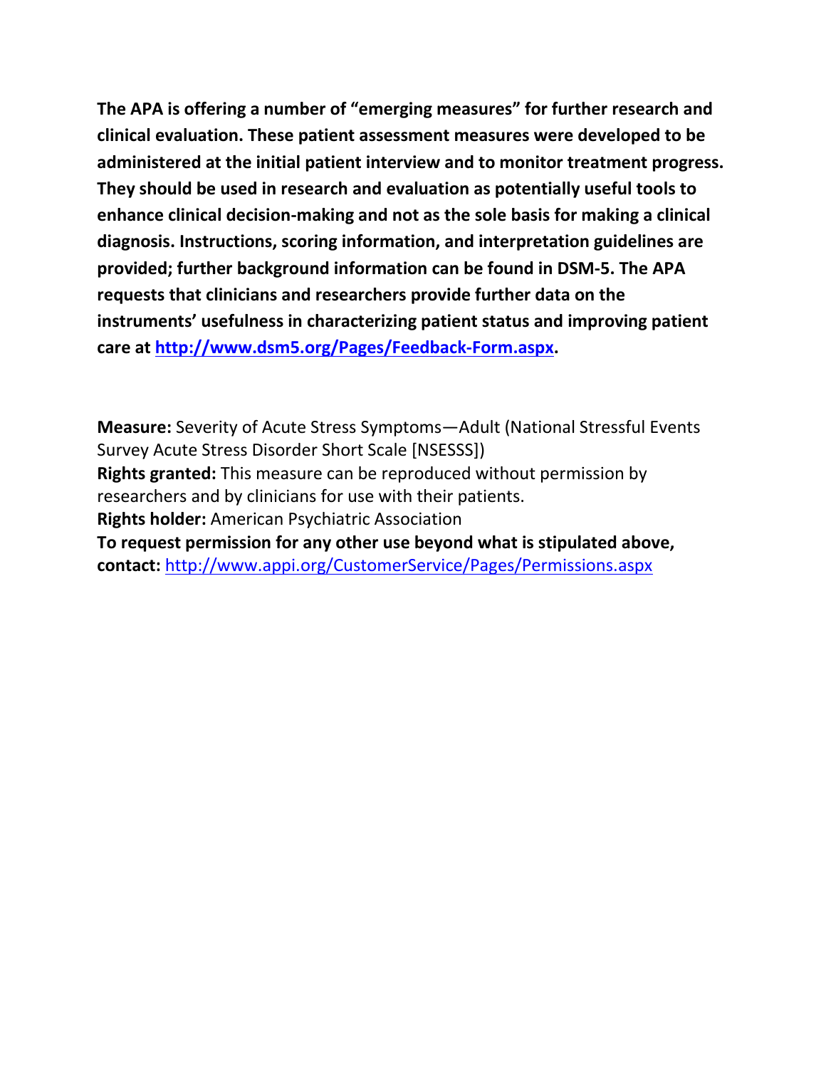**The APA is offering a number of "emerging measures" for further research and clinical evaluation. These patient assessment measures were developed to be administered at the initial patient interview and to monitor treatment progress. They should be used in research and evaluation as potentially useful tools to enhance clinical decision-making and not as the sole basis for making a clinical diagnosis. Instructions, scoring information, and interpretation guidelines are provided; further background information can be found in DSM-5. The APA requests that clinicians and researchers provide further data on the instruments' usefulness in characterizing patient status and improving patient care at [http://www.dsm5.org/Pages/Feedback-Form.aspx](http://www.dsm5.org/Pages/Feedback-Form.aspx).**

**Measure:** Severity of Acute Stress Symptoms—Adult (National Stressful Events Survey Acute Stress Disorder Short Scale [NSESSS])
**Rights granted:** This measure can be reproduced without permission by researchers and by clinicians for use with their patients.
**Rights holder:** American Psychiatric Association
**To request permission for any other use beyond what is stipulated above, contact:** [http://www.appi.org/CustomerService/Pages/Permissions.aspx](http://www.appi.org/CustomerService/Pages/Permissions.aspx)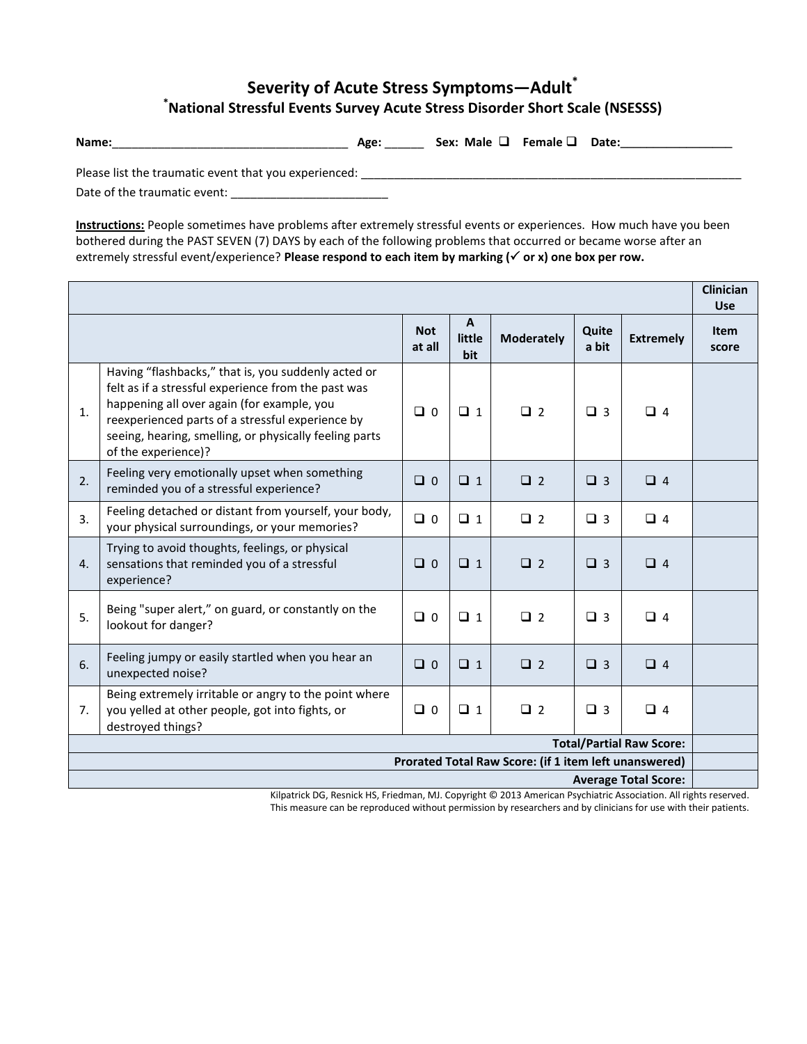# Severity of Acute Stress Symptoms—Adult*

## *National Stressful Events Survey Acute Stress Disorder Short Scale (NSESSS)

**Name:**____________________________________ **Age:** ______ **Sex: Male** ❑ **Female** ❑ **Date:**_________________

Please list the traumatic event that you experienced: ____________________________________________________________

Date of the traumatic event: ________________________

**Instructions:** People sometimes have problems after extremely stressful events or experiences. How much have you been bothered during the PAST SEVEN (7) DAYS by each of the following problems that occurred or became worse after an extremely stressful event/experience? **Please respond to each item by marking (✓ or x) one box per row.**

| | | | | | | | **Clinician Use** |
|---|---|---|---|---|---|---|---|
| | | **Not at all** | **A little bit** | **Moderately** | **Quite a bit** | **Extremely** | **Item score** |
| 1. | Having "flashbacks," that is, you suddenly acted or felt as if a stressful experience from the past was happening all over again (for example, you reexperienced parts of a stressful experience by seeing, hearing, smelling, or physically feeling parts of the experience)? | ❑ 0 | ❑ 1 | ❑ 2 | ❑ 3 | ❑ 4 | |
| 2. | Feeling very emotionally upset when something reminded you of a stressful experience? | ❑ 0 | ❑ 1 | ❑ 2 | ❑ 3 | ❑ 4 | |
| 3. | Feeling detached or distant from yourself, your body, your physical surroundings, or your memories? | ❑ 0 | ❑ 1 | ❑ 2 | ❑ 3 | ❑ 4 | |
| 4. | Trying to avoid thoughts, feelings, or physical sensations that reminded you of a stressful experience? | ❑ 0 | ❑ 1 | ❑ 2 | ❑ 3 | ❑ 4 | |
| 5. | Being "super alert," on guard, or constantly on the lookout for danger? | ❑ 0 | ❑ 1 | ❑ 2 | ❑ 3 | ❑ 4 | |
| 6. | Feeling jumpy or easily startled when you hear an unexpected noise? | ❑ 0 | ❑ 1 | ❑ 2 | ❑ 3 | ❑ 4 | |
| 7. | Being extremely irritable or angry to the point where you yelled at other people, got into fights, or destroyed things? | ❑ 0 | ❑ 1 | ❑ 2 | ❑ 3 | ❑ 4 | |
| | | | | | | **Total/Partial Raw Score:** | |
| | | | | | | **Prorated Total Raw Score: (if 1 item left unanswered)** | |
| | | | | | | **Average Total Score:** | |

Kilpatrick DG, Resnick HS, Friedman, MJ. Copyright © 2013 American Psychiatric Association. All rights reserved.
This measure can be reproduced without permission by researchers and by clinicians for use with their patients.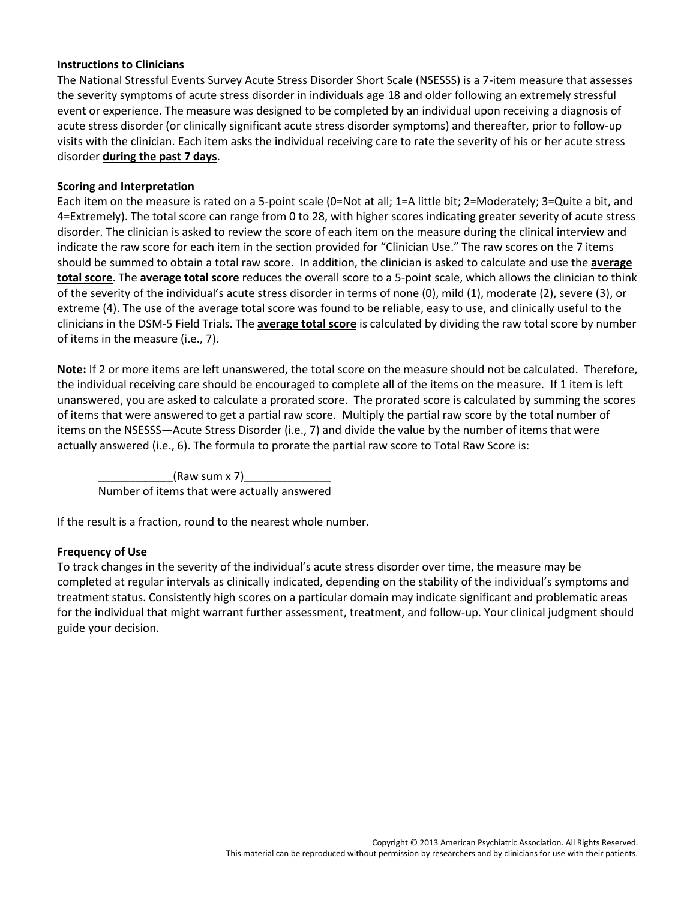**Instructions to Clinicians**

The National Stressful Events Survey Acute Stress Disorder Short Scale (NSESSS) is a 7-item measure that assesses the severity symptoms of acute stress disorder in individuals age 18 and older following an extremely stressful event or experience. The measure was designed to be completed by an individual upon receiving a diagnosis of acute stress disorder (or clinically significant acute stress disorder symptoms) and thereafter, prior to follow-up visits with the clinician. Each item asks the individual receiving care to rate the severity of his or her acute stress disorder **during the past 7 days**.

**Scoring and Interpretation**

Each item on the measure is rated on a 5-point scale (0=Not at all; 1=A little bit; 2=Moderately; 3=Quite a bit, and 4=Extremely). The total score can range from 0 to 28, with higher scores indicating greater severity of acute stress disorder. The clinician is asked to review the score of each item on the measure during the clinical interview and indicate the raw score for each item in the section provided for "Clinician Use." The raw scores on the 7 items should be summed to obtain a total raw score. In addition, the clinician is asked to calculate and use the **average total score**. The **average total score** reduces the overall score to a 5-point scale, which allows the clinician to think of the severity of the individual's acute stress disorder in terms of none (0), mild (1), moderate (2), severe (3), or extreme (4). The use of the average total score was found to be reliable, easy to use, and clinically useful to the clinicians in the DSM-5 Field Trials. The **average total score** is calculated by dividing the raw total score by number of items in the measure (i.e., 7).

**Note:** If 2 or more items are left unanswered, the total score on the measure should not be calculated. Therefore, the individual receiving care should be encouraged to complete all of the items on the measure. If 1 item is left unanswered, you are asked to calculate a prorated score. The prorated score is calculated by summing the scores of items that were answered to get a partial raw score. Multiply the partial raw score by the total number of items on the NSESSS—Acute Stress Disorder (i.e., 7) and divide the value by the number of items that were actually answered (i.e., 6). The formula to prorate the partial raw score to Total Raw Score is:

$$\frac{\text{(Raw sum x 7)}}{\text{Number of items that were actually answered}}$$

If the result is a fraction, round to the nearest whole number.

**Frequency of Use**

To track changes in the severity of the individual's acute stress disorder over time, the measure may be completed at regular intervals as clinically indicated, depending on the stability of the individual's symptoms and treatment status. Consistently high scores on a particular domain may indicate significant and problematic areas for the individual that might warrant further assessment, treatment, and follow-up. Your clinical judgment should guide your decision.

Copyright © 2013 American Psychiatric Association. All Rights Reserved.
This material can be reproduced without permission by researchers and by clinicians for use with their patients.